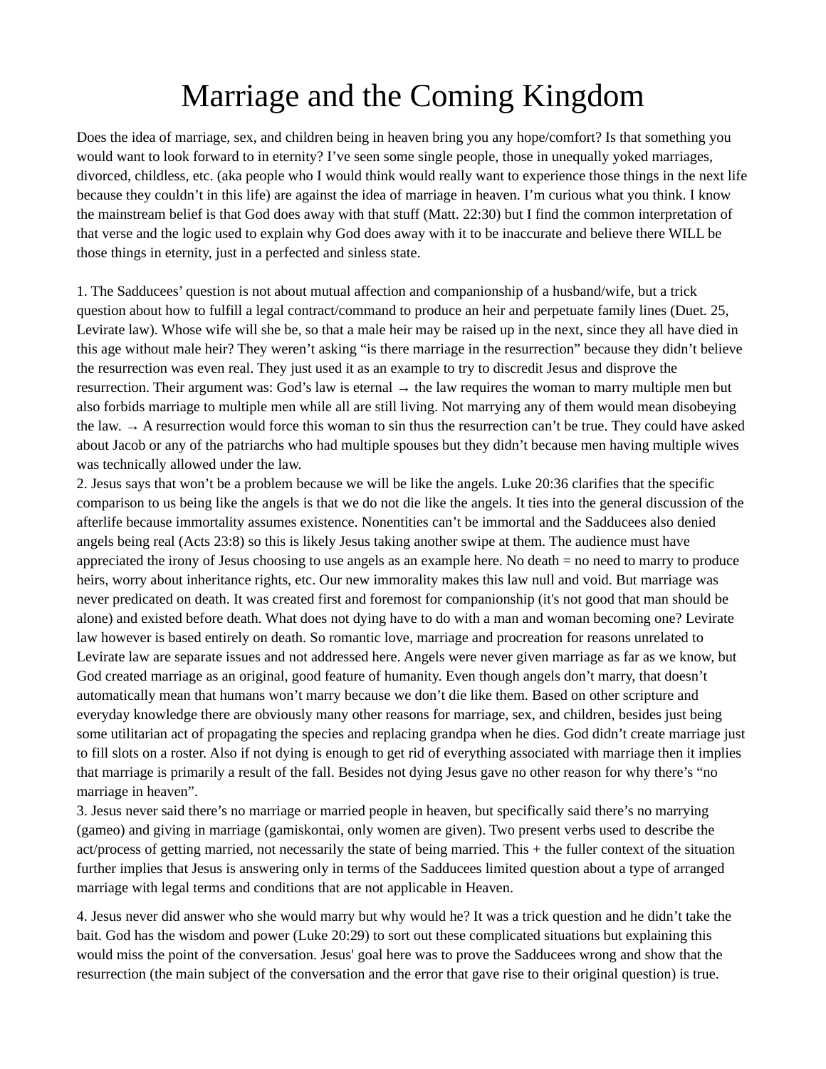# Marriage and the Coming Kingdom

Does the idea of marriage, sex, and children being in heaven bring you any hope/comfort? Is that something you would want to look forward to in eternity? I've seen some single people, those in unequally yoked marriages, divorced, childless, etc. (aka people who I would think would really want to experience those things in the next life because they couldn't in this life) are against the idea of marriage in heaven. I'm curious what you think. I know the mainstream belief is that God does away with that stuff (Matt. 22:30) but I find the common interpretation of that verse and the logic used to explain why God does away with it to be inaccurate and believe there WILL be those things in eternity, just in a perfected and sinless state.

1. The Sadducees' question is not about mutual affection and companionship of a husband/wife, but a trick question about how to fulfill a legal contract/command to produce an heir and perpetuate family lines (Duet. 25, Levirate law). Whose wife will she be, so that a male heir may be raised up in the next, since they all have died in this age without male heir? They weren't asking "is there marriage in the resurrection" because they didn't believe the resurrection was even real. They just used it as an example to try to discredit Jesus and disprove the resurrection. Their argument was: God's law is eternal → the law requires the woman to marry multiple men but also forbids marriage to multiple men while all are still living. Not marrying any of them would mean disobeying the law. → A resurrection would force this woman to sin thus the resurrection can't be true. They could have asked about Jacob or any of the patriarchs who had multiple spouses but they didn't because men having multiple wives was technically allowed under the law.
2. Jesus says that won't be a problem because we will be like the angels. Luke 20:36 clarifies that the specific comparison to us being like the angels is that we do not die like the angels. It ties into the general discussion of the afterlife because immortality assumes existence. Nonentities can't be immortal and the Sadducees also denied angels being real (Acts 23:8) so this is likely Jesus taking another swipe at them. The audience must have appreciated the irony of Jesus choosing to use angels as an example here. No death = no need to marry to produce heirs, worry about inheritance rights, etc. Our new immorality makes this law null and void. But marriage was never predicated on death. It was created first and foremost for companionship (it's not good that man should be alone) and existed before death. What does not dying have to do with a man and woman becoming one? Levirate law however is based entirely on death. So romantic love, marriage and procreation for reasons unrelated to Levirate law are separate issues and not addressed here. Angels were never given marriage as far as we know, but God created marriage as an original, good feature of humanity. Even though angels don't marry, that doesn't automatically mean that humans won't marry because we don't die like them. Based on other scripture and everyday knowledge there are obviously many other reasons for marriage, sex, and children, besides just being some utilitarian act of propagating the species and replacing grandpa when he dies. God didn't create marriage just to fill slots on a roster. Also if not dying is enough to get rid of everything associated with marriage then it implies that marriage is primarily a result of the fall. Besides not dying Jesus gave no other reason for why there's "no marriage in heaven".
3. Jesus never said there's no marriage or married people in heaven, but specifically said there's no marrying (gameo) and giving in marriage (gamiskontai, only women are given). Two present verbs used to describe the act/process of getting married, not necessarily the state of being married. This + the fuller context of the situation further implies that Jesus is answering only in terms of the Sadducees limited question about a type of arranged marriage with legal terms and conditions that are not applicable in Heaven.

4. Jesus never did answer who she would marry but why would he? It was a trick question and he didn't take the bait. God has the wisdom and power (Luke 20:29) to sort out these complicated situations but explaining this would miss the point of the conversation. Jesus' goal here was to prove the Sadducees wrong and show that the resurrection (the main subject of the conversation and the error that gave rise to their original question) is true.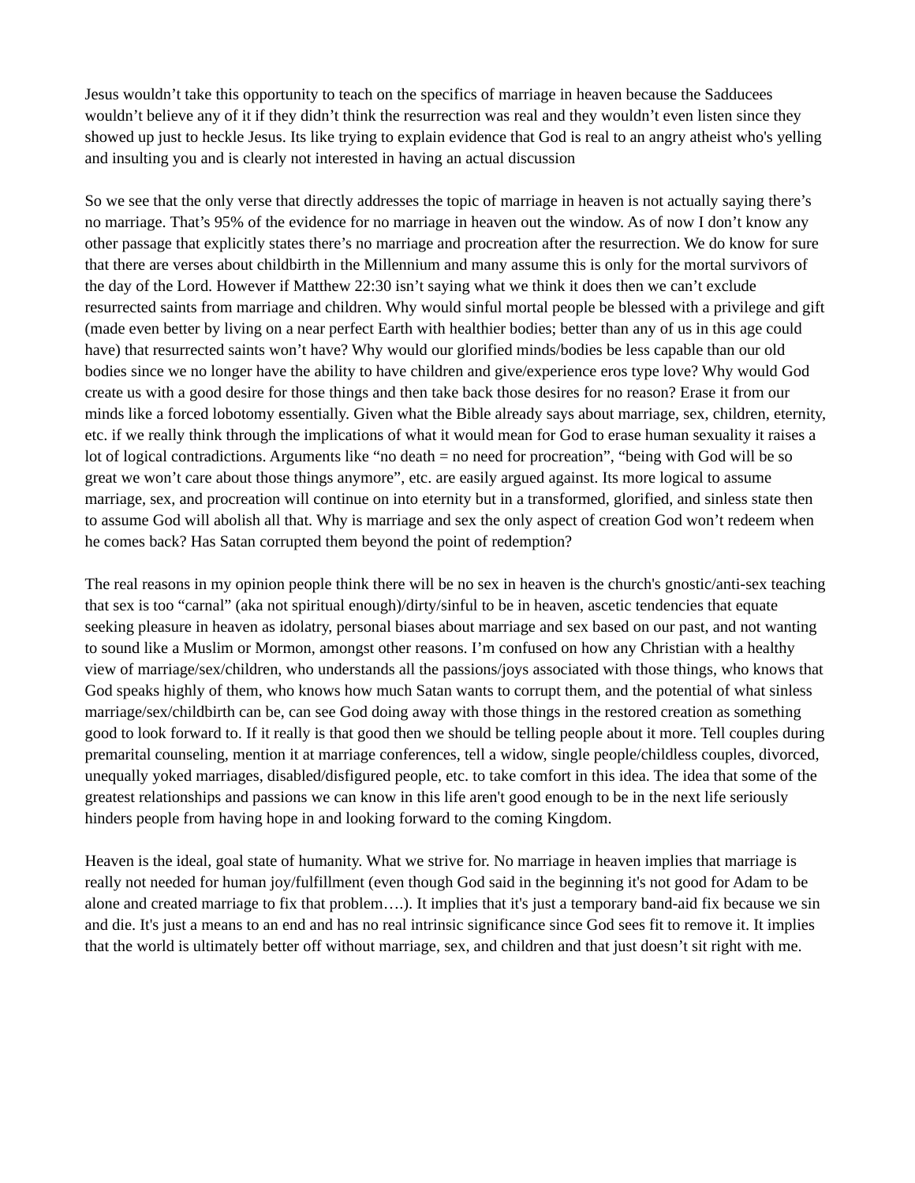Jesus wouldn't take this opportunity to teach on the specifics of marriage in heaven because the Sadducees wouldn't believe any of it if they didn't think the resurrection was real and they wouldn't even listen since they showed up just to heckle Jesus. Its like trying to explain evidence that God is real to an angry atheist who's yelling and insulting you and is clearly not interested in having an actual discussion

So we see that the only verse that directly addresses the topic of marriage in heaven is not actually saying there's no marriage. That's 95% of the evidence for no marriage in heaven out the window. As of now I don't know any other passage that explicitly states there's no marriage and procreation after the resurrection. We do know for sure that there are verses about childbirth in the Millennium and many assume this is only for the mortal survivors of the day of the Lord. However if Matthew 22:30 isn't saying what we think it does then we can't exclude resurrected saints from marriage and children. Why would sinful mortal people be blessed with a privilege and gift (made even better by living on a near perfect Earth with healthier bodies; better than any of us in this age could have) that resurrected saints won't have? Why would our glorified minds/bodies be less capable than our old bodies since we no longer have the ability to have children and give/experience eros type love? Why would God create us with a good desire for those things and then take back those desires for no reason? Erase it from our minds like a forced lobotomy essentially. Given what the Bible already says about marriage, sex, children, eternity, etc. if we really think through the implications of what it would mean for God to erase human sexuality it raises a lot of logical contradictions. Arguments like "no death = no need for procreation", "being with God will be so great we won't care about those things anymore", etc. are easily argued against. Its more logical to assume marriage, sex, and procreation will continue on into eternity but in a transformed, glorified, and sinless state then to assume God will abolish all that. Why is marriage and sex the only aspect of creation God won't redeem when he comes back? Has Satan corrupted them beyond the point of redemption?

The real reasons in my opinion people think there will be no sex in heaven is the church's gnostic/anti-sex teaching that sex is too "carnal" (aka not spiritual enough)/dirty/sinful to be in heaven, ascetic tendencies that equate seeking pleasure in heaven as idolatry, personal biases about marriage and sex based on our past, and not wanting to sound like a Muslim or Mormon, amongst other reasons. I'm confused on how any Christian with a healthy view of marriage/sex/children, who understands all the passions/joys associated with those things, who knows that God speaks highly of them, who knows how much Satan wants to corrupt them, and the potential of what sinless marriage/sex/childbirth can be, can see God doing away with those things in the restored creation as something good to look forward to. If it really is that good then we should be telling people about it more. Tell couples during premarital counseling, mention it at marriage conferences, tell a widow, single people/childless couples, divorced, unequally yoked marriages, disabled/disfigured people, etc. to take comfort in this idea. The idea that some of the greatest relationships and passions we can know in this life aren't good enough to be in the next life seriously hinders people from having hope in and looking forward to the coming Kingdom.

Heaven is the ideal, goal state of humanity. What we strive for. No marriage in heaven implies that marriage is really not needed for human joy/fulfillment (even though God said in the beginning it's not good for Adam to be alone and created marriage to fix that problem….). It implies that it's just a temporary band-aid fix because we sin and die. It's just a means to an end and has no real intrinsic significance since God sees fit to remove it. It implies that the world is ultimately better off without marriage, sex, and children and that just doesn't sit right with me.